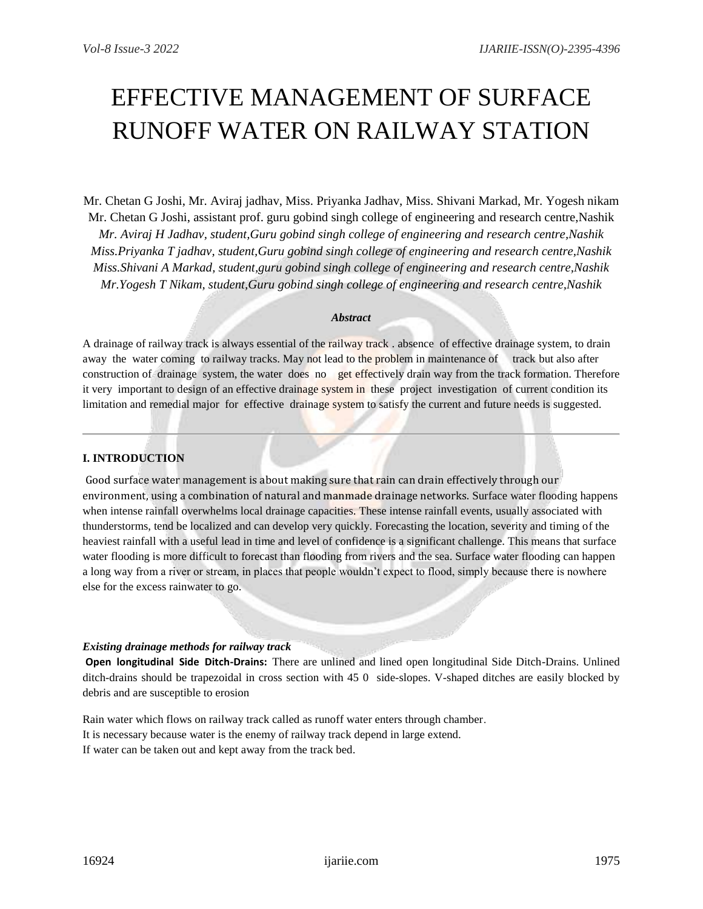# EFFECTIVE MANAGEMENT OF SURFACE RUNOFF WATER ON RAILWAY STATION

Mr. Chetan G Joshi, Mr. Aviraj jadhav, Miss. Priyanka Jadhav, Miss. Shivani Markad, Mr. Yogesh nikam
Mr. Chetan G Joshi, assistant prof. guru gobind singh college of engineering and research centre,Nashik
*Mr. Aviraj H Jadhav, student,Guru gobind singh college of engineering and research centre,Nashik*
*Miss.Priyanka T jadhav, student,Guru gobind singh college of engineering and research centre,Nashik*
*Miss.Shivani A Markad, student,guru gobind singh college of engineering and research centre,Nashik*
*Mr.Yogesh T Nikam, student,Guru gobind singh college of engineering and research centre,Nashik*

***Abstract***

A drainage of railway track is always essential of the railway track . absence of effective drainage system, to drain away the water coming to railway tracks. May not lead to the problem in maintenance of track but also after construction of drainage system, the water does no get effectively drain way from the track formation. Therefore it very important to design of an effective drainage system in these project investigation of current condition its limitation and remedial major for effective drainage system to satisfy the current and future needs is suggested.

---

## I. INTRODUCTION

Good surface water management is about making sure that rain can drain effectively through our environment, using a combination of natural and manmade drainage networks. Surface water flooding happens when intense rainfall overwhelms local drainage capacities. These intense rainfall events, usually associated with thunderstorms, tend be localized and can develop very quickly. Forecasting the location, severity and timing of the heaviest rainfall with a useful lead in time and level of confidence is a significant challenge. This means that surface water flooding is more difficult to forecast than flooding from rivers and the sea. Surface water flooding can happen a long way from a river or stream, in places that people wouldn't expect to flood, simply because there is nowhere else for the excess rainwater to go.

***Existing drainage methods for railway track***

**Open longitudinal Side Ditch-Drains:** There are unlined and lined open longitudinal Side Ditch-Drains. Unlined ditch-drains should be trapezoidal in cross section with 45 0 side-slopes. V-shaped ditches are easily blocked by debris and are susceptible to erosion

Rain water which flows on railway track called as runoff water enters through chamber.
It is necessary because water is the enemy of railway track depend in large extend.
If water can be taken out and kept away from the track bed.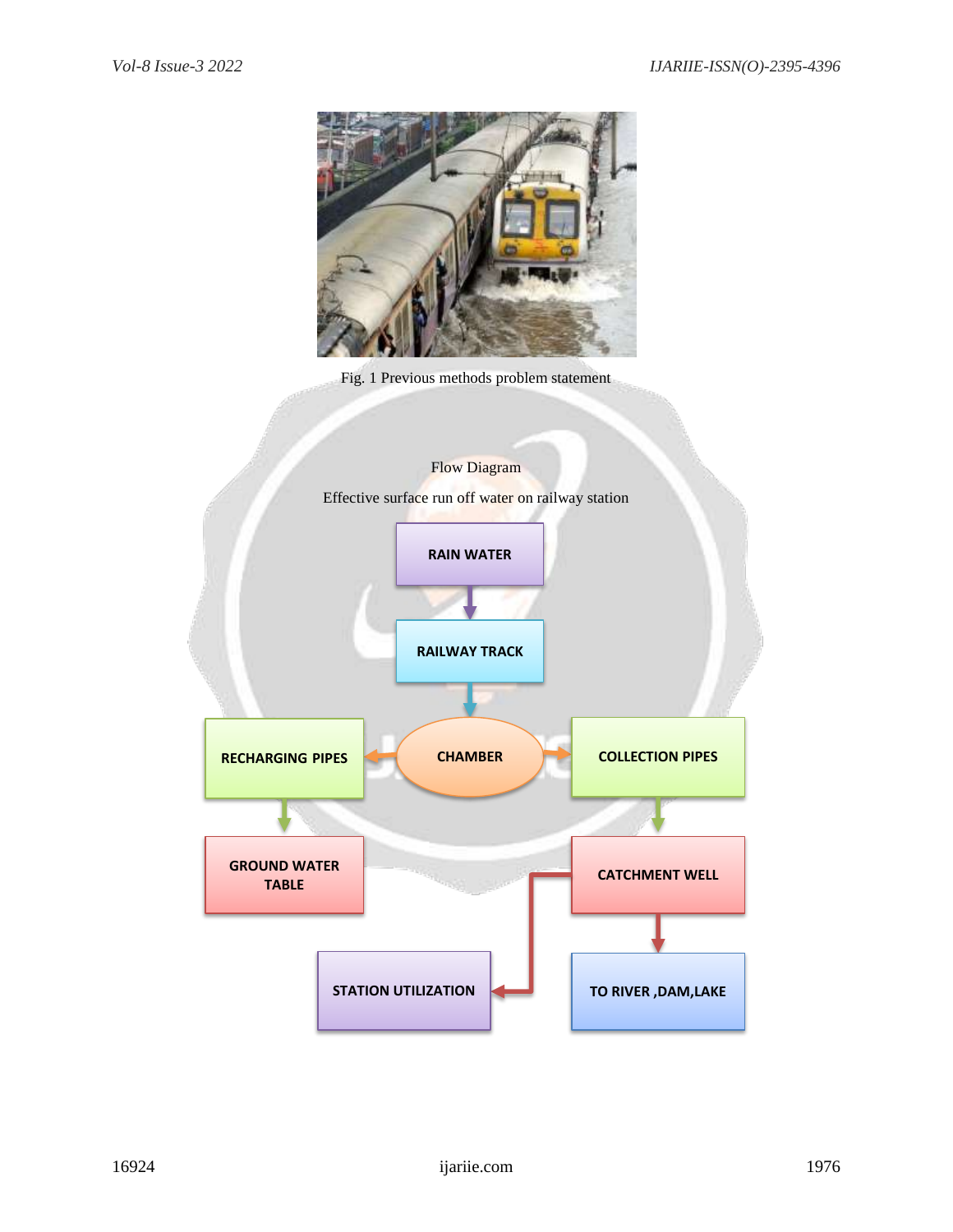Fig. 1 Previous methods problem statement

Flow Diagram

Effective surface run off water on railway station

RAIN WATER

RAILWAY TRACK

CHAMBER

RECHARGING PIPES

COLLECTION PIPES

GROUND WATER TABLE

CATCHMENT WELL

STATION UTILIZATION

TO RIVER ,DAM,LAKE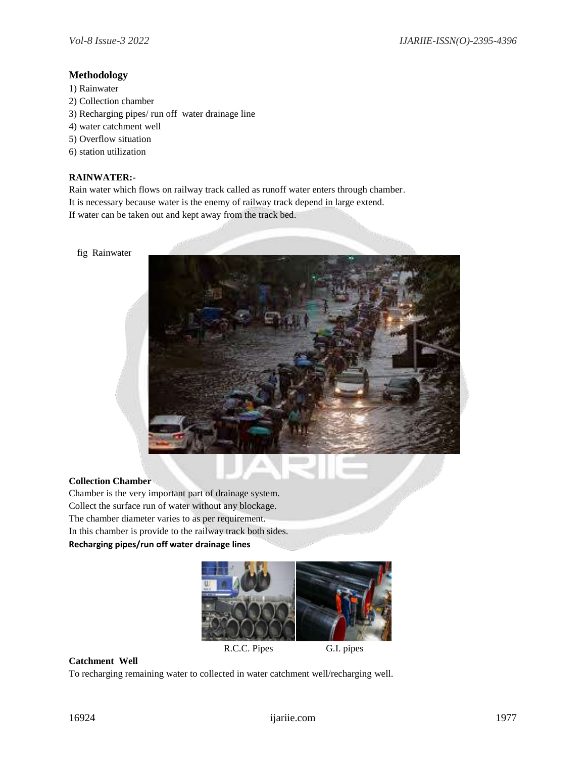## Methodology

1) Rainwater
2) Collection chamber
3) Recharging pipes/ run off water drainage line
4) water catchment well
5) Overflow situation
6) station utilization

**RAINWATER:-**

Rain water which flows on railway track called as runoff water enters through chamber.
It is necessary because water is the enemy of railway track depend in large extend.
If water can be taken out and kept away from the track bed.

fig Rainwater

**Collection Chamber**

Chamber is the very important part of drainage system.
Collect the surface run of water without any blockage.
The chamber diameter varies to as per requirement.
In this chamber is provide to the railway track both sides.

**Recharging pipes/run off water drainage lines**

R.C.C. Pipes G.I. pipes

**Catchment Well**

To recharging remaining water to collected in water catchment well/recharging well.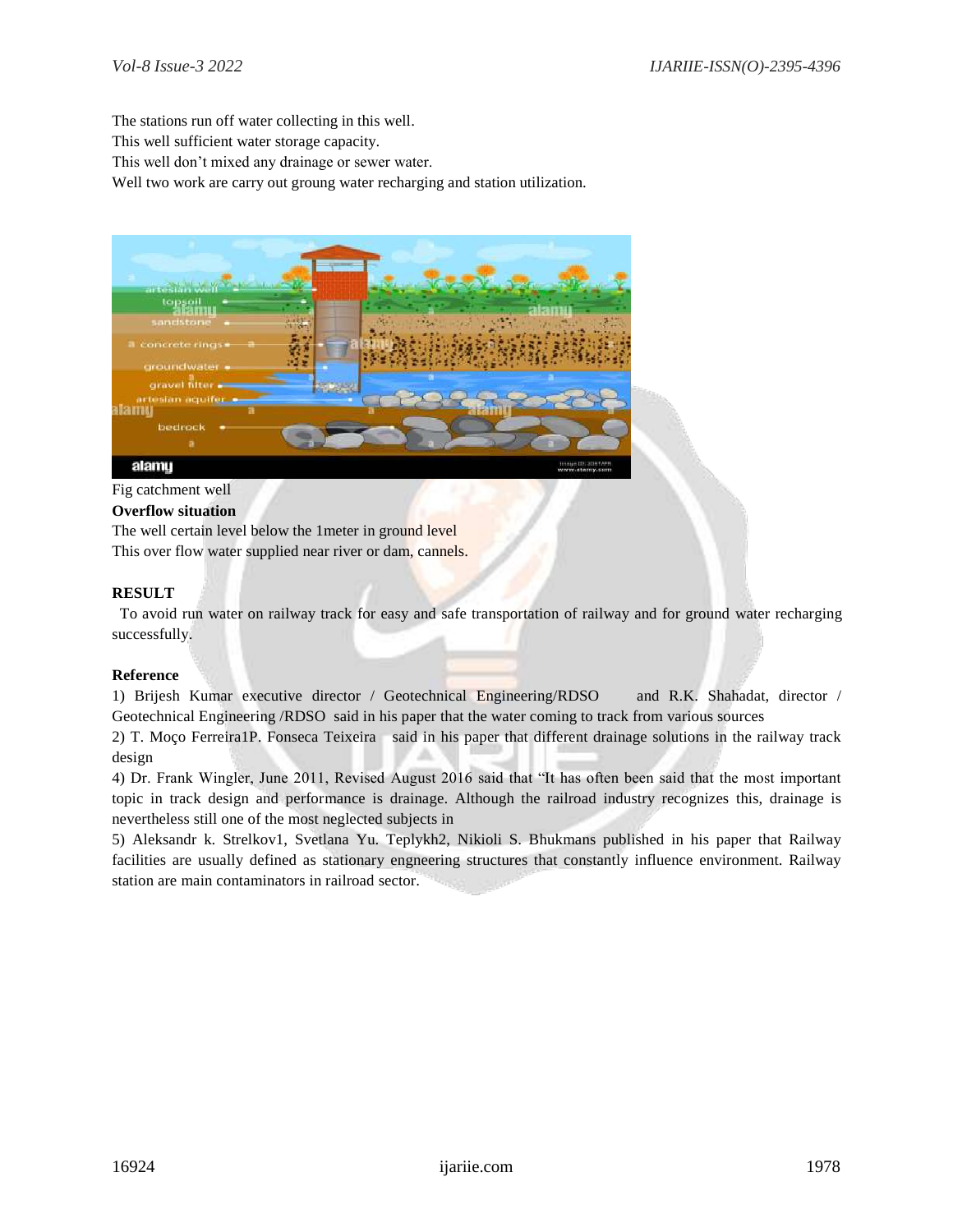The stations run off water collecting in this well.
This well sufficient water storage capacity.
This well don't mixed any drainage or sewer water.
Well two work are carry out groung water recharging and station utilization.

artesian well
topsoil
sandstone
concrete rings
groundwater
gravel filter
artesian aquifer
bedrock

Fig catchment well

**Overflow situation**

The well certain level below the 1meter in ground level
This over flow water supplied near river or dam, cannels.

**RESULT**

To avoid run water on railway track for easy and safe transportation of railway and for ground water recharging successfully.

**Reference**

1) Brijesh Kumar executive director / Geotechnical Engineering/RDSO and R.K. Shahadat, director / Geotechnical Engineering /RDSO said in his paper that the water coming to track from various sources

2) T. Moço Ferreira1P. Fonseca Teixeira said in his paper that different drainage solutions in the railway track design

4) Dr. Frank Wingler, June 2011, Revised August 2016 said that "It has often been said that the most important topic in track design and performance is drainage. Although the railroad industry recognizes this, drainage is nevertheless still one of the most neglected subjects in

5) Aleksandr k. Strelkov1, Svetlana Yu. Teplykh2, Nikioli S. Bhukmans published in his paper that Railway facilities are usually defined as stationary engneering structures that constantly influence environment. Railway station are main contaminators in railroad sector.